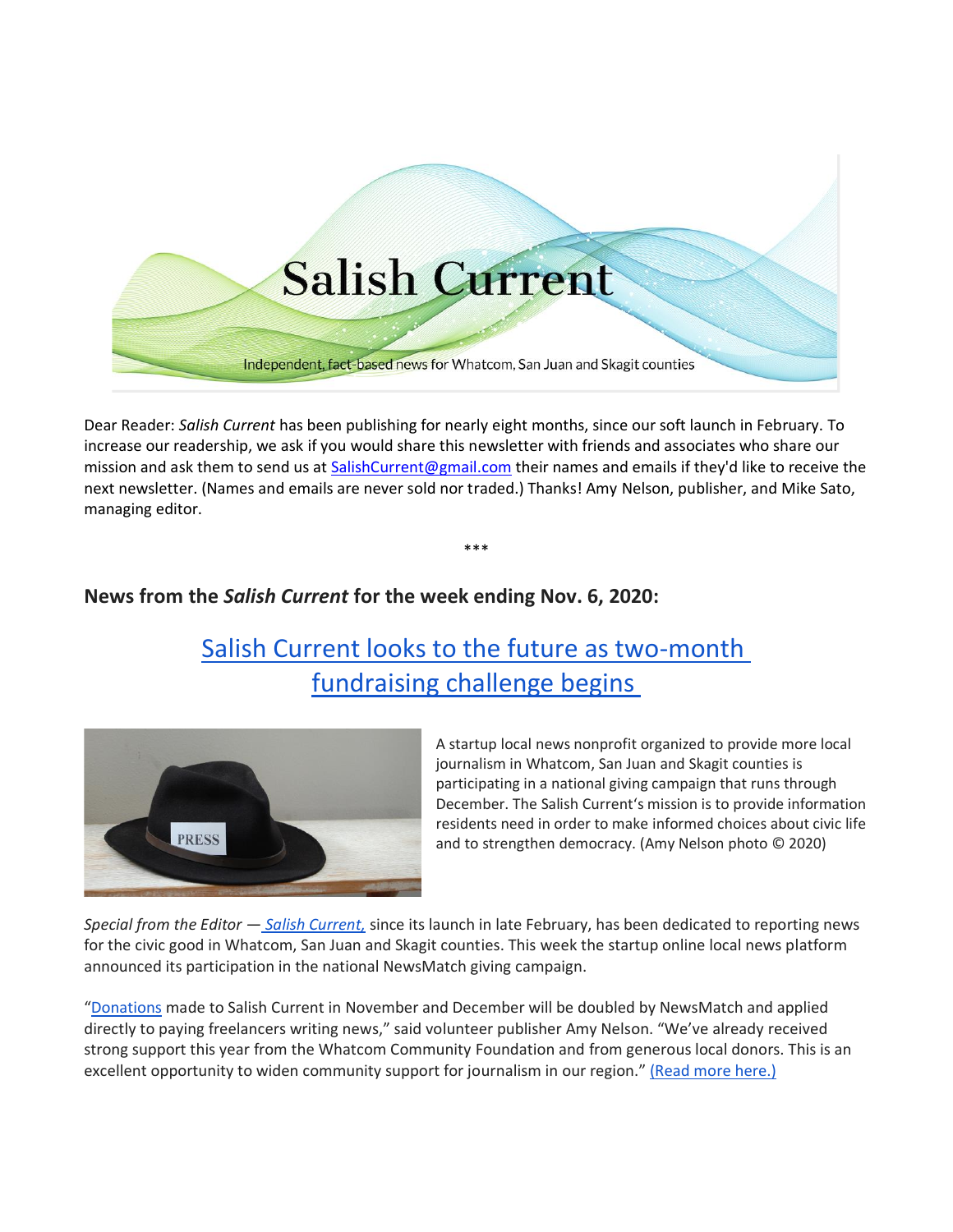# Salish Current

Independent, fact-based news for Whatcom, San Juan and Skagit counties

Dear Reader: *Salish Current* has been publishing for nearly eight months, since our soft launch in February. To increase our readership, we ask if you would share this newsletter with friends and associates who share our mission and ask them to send us at SalishCurrent@gmail.com their names and emails if they'd like to receive the next newsletter. (Names and emails are never sold nor traded.) Thanks! Amy Nelson, publisher, and Mike Sato, managing editor.

\*\*\*

**News from the *Salish Current* for the week ending Nov. 6, 2020:**

## Salish Current looks to the future as two-month fundraising challenge begins

A startup local news nonprofit organized to provide more local journalism in Whatcom, San Juan and Skagit counties is participating in a national giving campaign that runs through December. The Salish Current's mission is to provide information residents need in order to make informed choices about civic life and to strengthen democracy. (Amy Nelson photo © 2020)

*Special from the Editor* — *Salish Current,* since its launch in late February, has been dedicated to reporting news for the civic good in Whatcom, San Juan and Skagit counties. This week the startup online local news platform announced its participation in the national NewsMatch giving campaign.

"Donations made to Salish Current in November and December will be doubled by NewsMatch and applied directly to paying freelancers writing news," said volunteer publisher Amy Nelson. "We've already received strong support this year from the Whatcom Community Foundation and from generous local donors. This is an excellent opportunity to widen community support for journalism in our region." (Read more here.)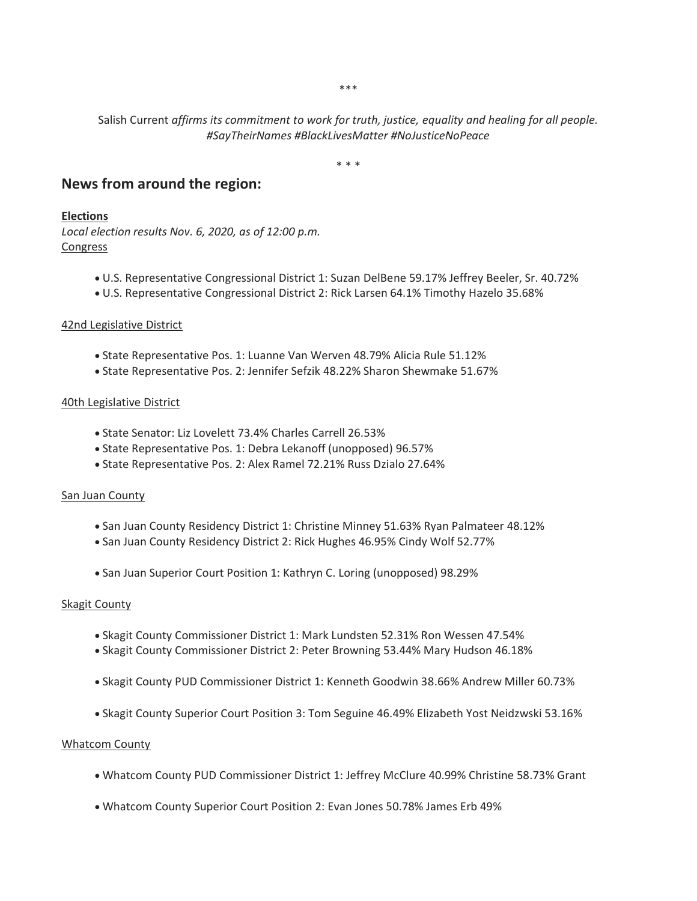\*\*\*

Salish Current *affirms its commitment to work for truth, justice, equality and healing for all people. #SayTheirNames #BlackLivesMatter #NoJusticeNoPeace*

\* \* \*

## News from around the region:

**<u>Elections</u>**

*Local election results Nov. 6, 2020, as of 12:00 p.m.*

<u>Congress</u>

- U.S. Representative Congressional District 1: Suzan DelBene 59.17% Jeffrey Beeler, Sr. 40.72%
- U.S. Representative Congressional District 2: Rick Larsen 64.1% Timothy Hazelo 35.68%

<u>42nd Legislative District</u>

- State Representative Pos. 1: Luanne Van Werven 48.79% Alicia Rule 51.12%
- State Representative Pos. 2: Jennifer Sefzik 48.22% Sharon Shewmake 51.67%

<u>40th Legislative District</u>

- State Senator: Liz Lovelett 73.4% Charles Carrell 26.53%
- State Representative Pos. 1: Debra Lekanoff (unopposed) 96.57%
- State Representative Pos. 2: Alex Ramel 72.21% Russ Dzialo 27.64%

<u>San Juan County</u>

- San Juan County Residency District 1: Christine Minney 51.63% Ryan Palmateer 48.12%
- San Juan County Residency District 2: Rick Hughes 46.95% Cindy Wolf 52.77%

- San Juan Superior Court Position 1: Kathryn C. Loring (unopposed) 98.29%

<u>Skagit County</u>

- Skagit County Commissioner District 1: Mark Lundsten 52.31% Ron Wessen 47.54%
- Skagit County Commissioner District 2: Peter Browning 53.44% Mary Hudson 46.18%

- Skagit County PUD Commissioner District 1: Kenneth Goodwin 38.66% Andrew Miller 60.73%

- Skagit County Superior Court Position 3: Tom Seguine 46.49% Elizabeth Yost Neidzwski 53.16%

<u>Whatcom County</u>

- Whatcom County PUD Commissioner District 1: Jeffrey McClure 40.99% Christine 58.73% Grant

- Whatcom County Superior Court Position 2: Evan Jones 50.78% James Erb 49%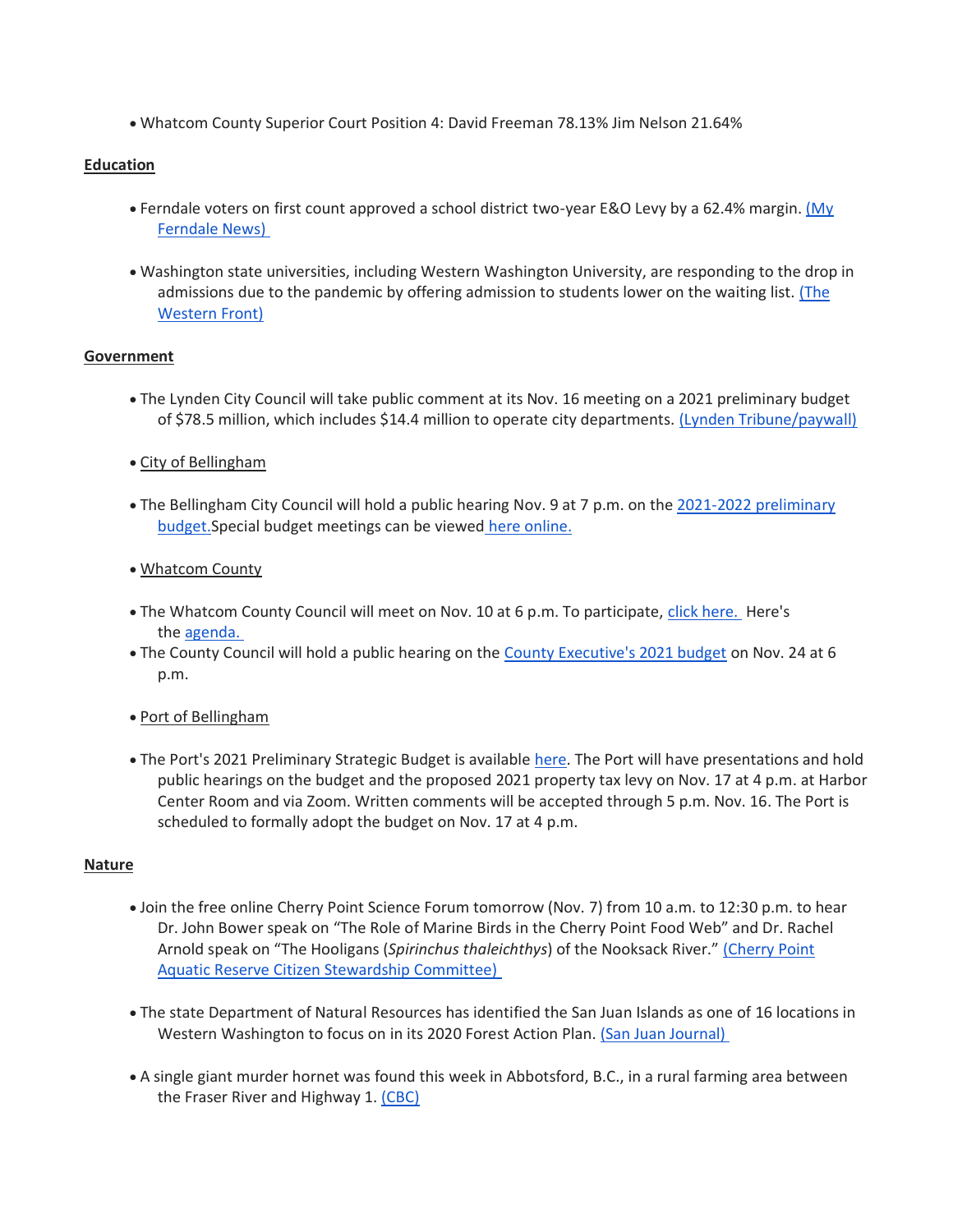- Whatcom County Superior Court Position 4: David Freeman 78.13% Jim Nelson 21.64%

**Education**

- Ferndale voters on first count approved a school district two-year E&O Levy by a 62.4% margin. (My Ferndale News)

- Washington state universities, including Western Washington University, are responding to the drop in admissions due to the pandemic by offering admission to students lower on the waiting list. (The Western Front)

**Government**

- The Lynden City Council will take public comment at its Nov. 16 meeting on a 2021 preliminary budget of $78.5 million, which includes $14.4 million to operate city departments. (Lynden Tribune/paywall)

- City of Bellingham

- The Bellingham City Council will hold a public hearing Nov. 9 at 7 p.m. on the 2021-2022 preliminary budget.Special budget meetings can be viewed here online.

- Whatcom County

- The Whatcom County Council will meet on Nov. 10 at 6 p.m. To participate, click here. Here's the agenda.
- The County Council will hold a public hearing on the County Executive's 2021 budget on Nov. 24 at 6 p.m.

- Port of Bellingham

- The Port's 2021 Preliminary Strategic Budget is available here. The Port will have presentations and hold public hearings on the budget and the proposed 2021 property tax levy on Nov. 17 at 4 p.m. at Harbor Center Room and via Zoom. Written comments will be accepted through 5 p.m. Nov. 16. The Port is scheduled to formally adopt the budget on Nov. 17 at 4 p.m.

**Nature**

- Join the free online Cherry Point Science Forum tomorrow (Nov. 7) from 10 a.m. to 12:30 p.m. to hear Dr. John Bower speak on "The Role of Marine Birds in the Cherry Point Food Web" and Dr. Rachel Arnold speak on "The Hooligans (*Spirinchus thaleichthys*) of the Nooksack River." (Cherry Point Aquatic Reserve Citizen Stewardship Committee)

- The state Department of Natural Resources has identified the San Juan Islands as one of 16 locations in Western Washington to focus on in its 2020 Forest Action Plan. (San Juan Journal)

- A single giant murder hornet was found this week in Abbotsford, B.C., in a rural farming area between the Fraser River and Highway 1. (CBC)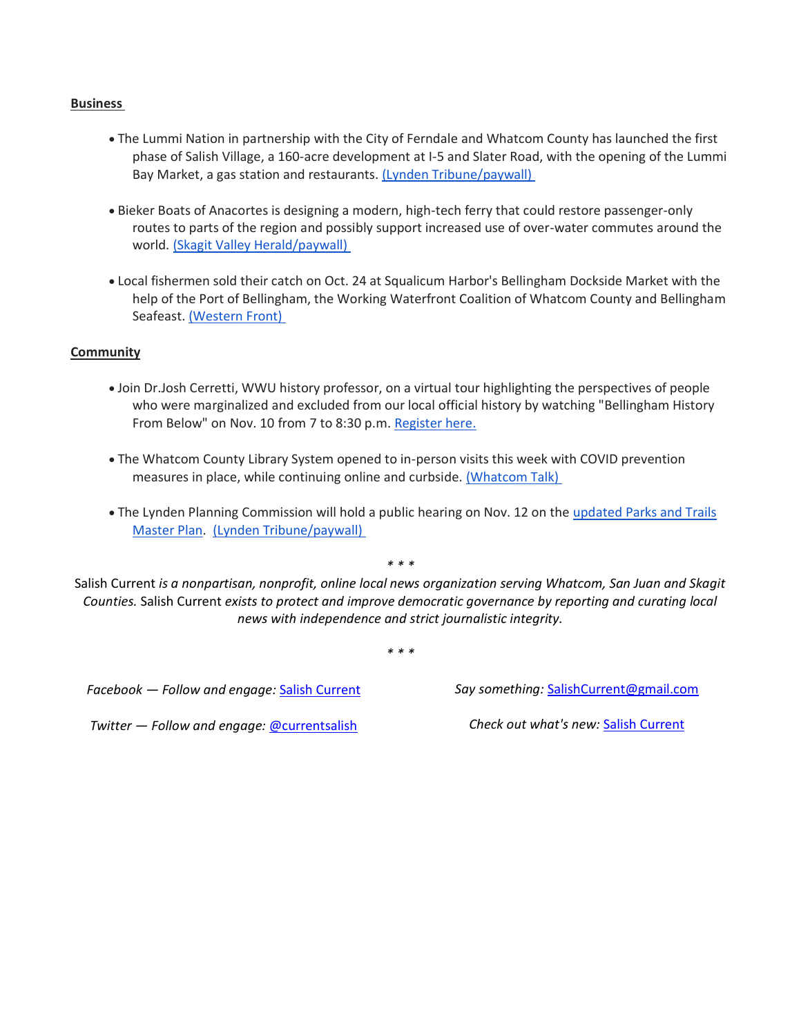**Business**

- The Lummi Nation in partnership with the City of Ferndale and Whatcom County has launched the first phase of Salish Village, a 160-acre development at I-5 and Slater Road, with the opening of the Lummi Bay Market, a gas station and restaurants. (Lynden Tribune/paywall)

- Bieker Boats of Anacortes is designing a modern, high-tech ferry that could restore passenger-only routes to parts of the region and possibly support increased use of over-water commutes around the world. (Skagit Valley Herald/paywall)

- Local fishermen sold their catch on Oct. 24 at Squalicum Harbor's Bellingham Dockside Market with the help of the Port of Bellingham, the Working Waterfront Coalition of Whatcom County and Bellingham Seafeast. (Western Front)

**Community**

- Join Dr.Josh Cerretti, WWU history professor, on a virtual tour highlighting the perspectives of people who were marginalized and excluded from our local official history by watching "Bellingham History From Below" on Nov. 10 from 7 to 8:30 p.m. Register here.

- The Whatcom County Library System opened to in-person visits this week with COVID prevention measures in place, while continuing online and curbside. (Whatcom Talk)

- The Lynden Planning Commission will hold a public hearing on Nov. 12 on the updated Parks and Trails Master Plan. (Lynden Tribune/paywall)

\* \* \*

Salish Current *is a nonpartisan, nonprofit, online local news organization serving Whatcom, San Juan and Skagit Counties.* Salish Current *exists to protect and improve democratic governance by reporting and curating local news with independence and strict journalistic integrity.*

\* \* \*

*Facebook — Follow and engage:* Salish Current

*Say something:* SalishCurrent@gmail.com

*Twitter — Follow and engage:* @currentsalish

*Check out what's new:* Salish Current